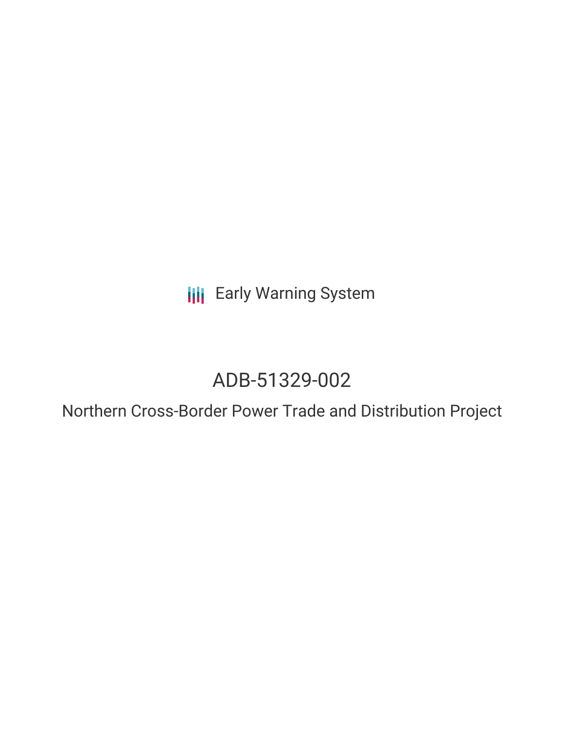Early Warning System

# ADB-51329-002

## Northern Cross-Border Power Trade and Distribution Project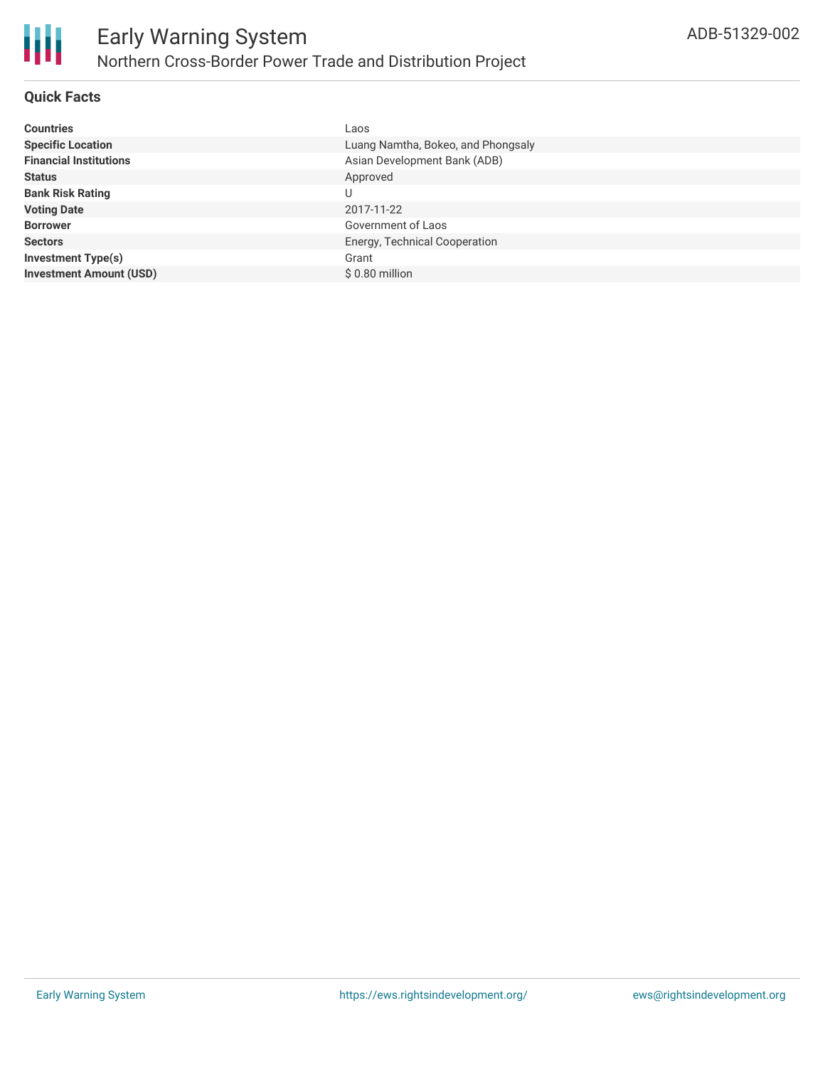# Early Warning System

## Northern Cross-Border Power Trade and Distribution Project

ADB-51329-002

### Quick Facts

| | |
|---|---|
| **Countries** | Laos |
| **Specific Location** | Luang Namtha, Bokeo, and Phongsaly |
| **Financial Institutions** | Asian Development Bank (ADB) |
| **Status** | Approved |
| **Bank Risk Rating** | U |
| **Voting Date** | 2017-11-22 |
| **Borrower** | Government of Laos |
| **Sectors** | Energy, Technical Cooperation |
| **Investment Type(s)** | Grant |
| **Investment Amount (USD)** | $ 0.80 million |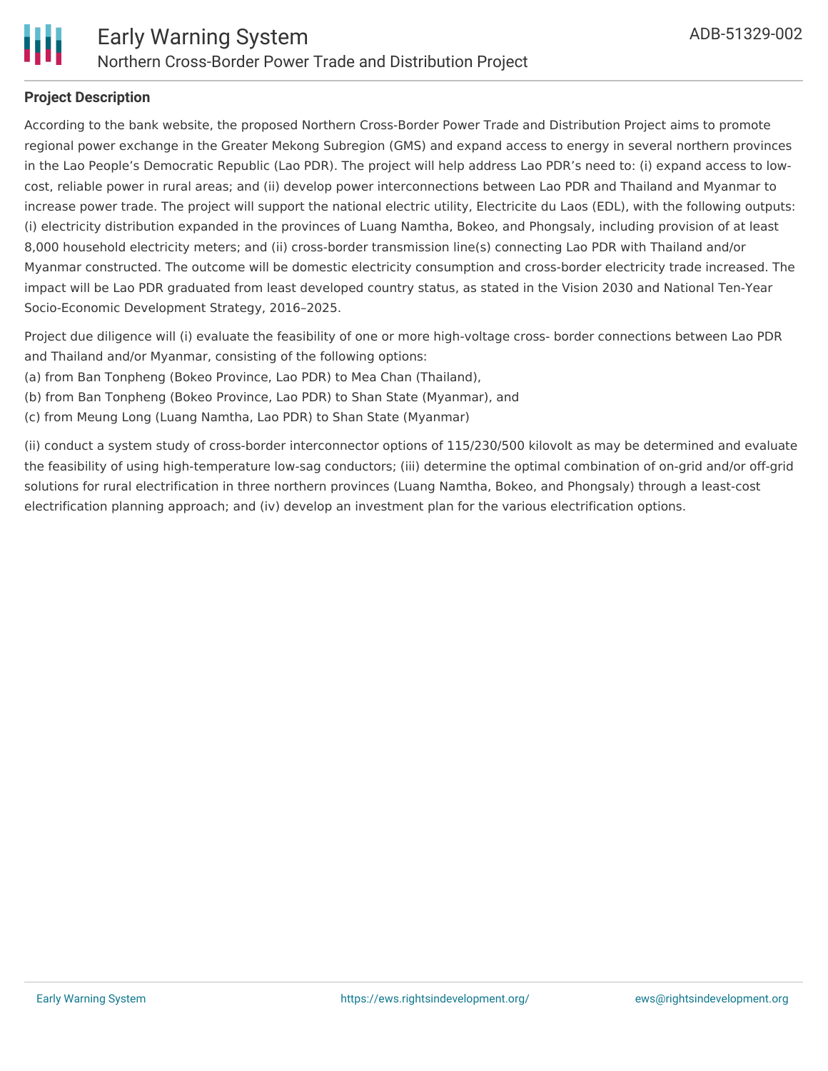**Project Description**

According to the bank website, the proposed Northern Cross-Border Power Trade and Distribution Project aims to promote regional power exchange in the Greater Mekong Subregion (GMS) and expand access to energy in several northern provinces in the Lao People's Democratic Republic (Lao PDR). The project will help address Lao PDR's need to: (i) expand access to low-cost, reliable power in rural areas; and (ii) develop power interconnections between Lao PDR and Thailand and Myanmar to increase power trade. The project will support the national electric utility, Electricite du Laos (EDL), with the following outputs: (i) electricity distribution expanded in the provinces of Luang Namtha, Bokeo, and Phongsaly, including provision of at least 8,000 household electricity meters; and (ii) cross-border transmission line(s) connecting Lao PDR with Thailand and/or Myanmar constructed. The outcome will be domestic electricity consumption and cross-border electricity trade increased. The impact will be Lao PDR graduated from least developed country status, as stated in the Vision 2030 and National Ten-Year Socio-Economic Development Strategy, 2016–2025.

Project due diligence will (i) evaluate the feasibility of one or more high-voltage cross- border connections between Lao PDR and Thailand and/or Myanmar, consisting of the following options:
(a) from Ban Tonpheng (Bokeo Province, Lao PDR) to Mea Chan (Thailand),
(b) from Ban Tonpheng (Bokeo Province, Lao PDR) to Shan State (Myanmar), and
(c) from Meung Long (Luang Namtha, Lao PDR) to Shan State (Myanmar)

(ii) conduct a system study of cross-border interconnector options of 115/230/500 kilovolt as may be determined and evaluate the feasibility of using high-temperature low-sag conductors; (iii) determine the optimal combination of on-grid and/or off-grid solutions for rural electrification in three northern provinces (Luang Namtha, Bokeo, and Phongsaly) through a least-cost electrification planning approach; and (iv) develop an investment plan for the various electrification options.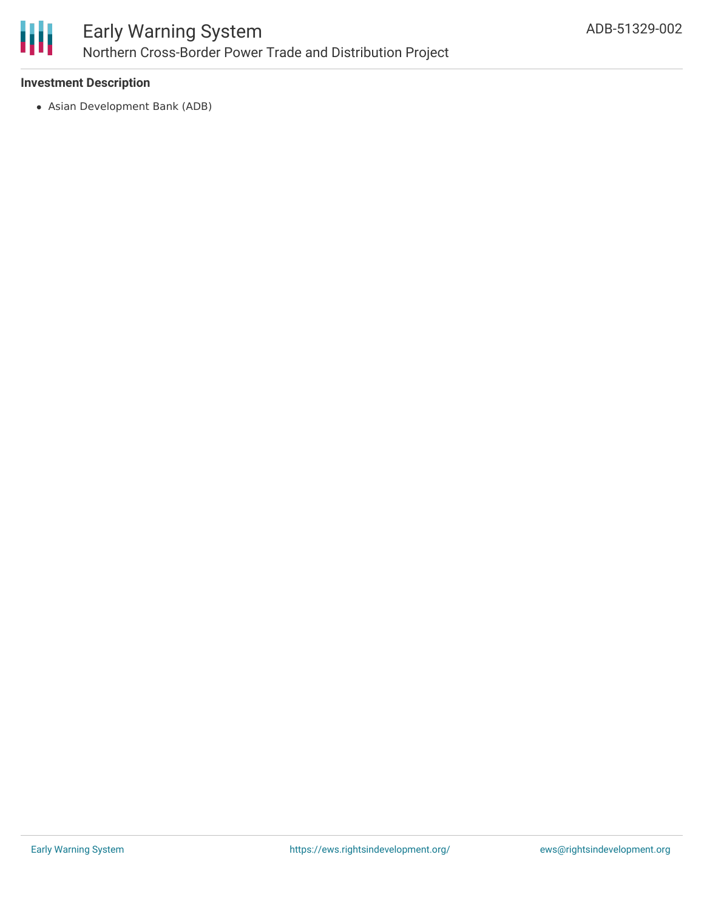**Investment Description**

- Asian Development Bank (ADB)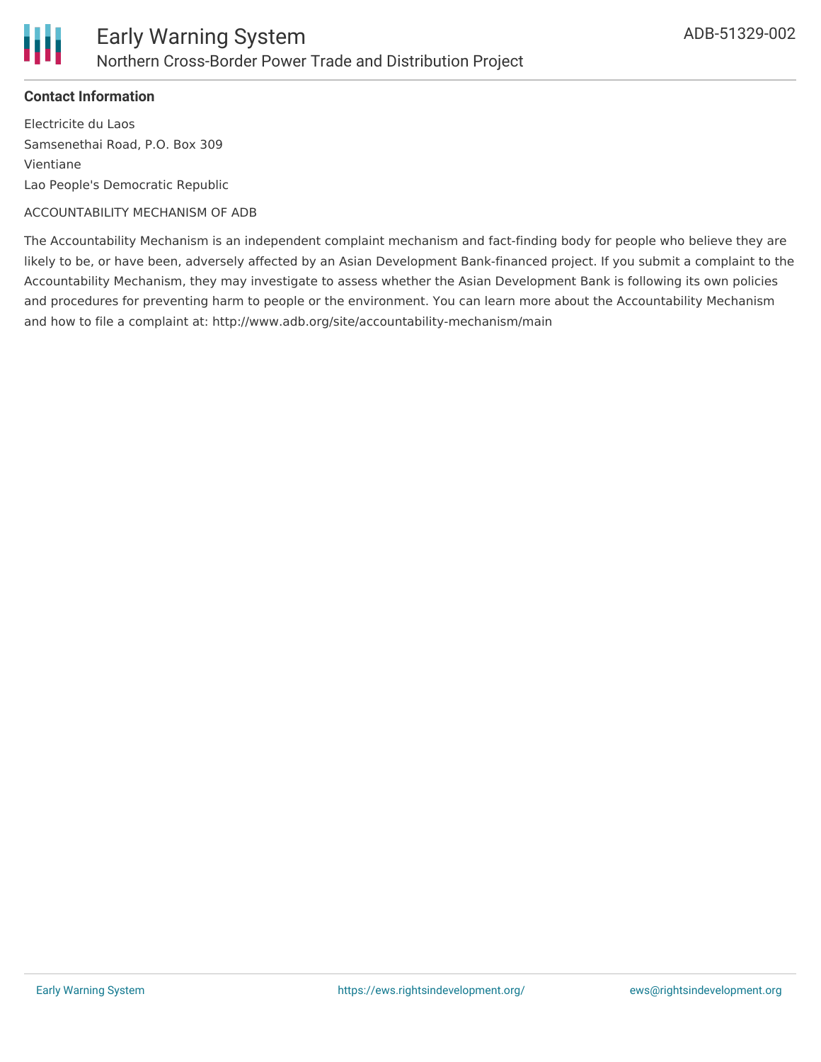**Contact Information**

Electricite du Laos
Samsenethai Road, P.O. Box 309
Vientiane
Lao People's Democratic Republic

ACCOUNTABILITY MECHANISM OF ADB

The Accountability Mechanism is an independent complaint mechanism and fact-finding body for people who believe they are likely to be, or have been, adversely affected by an Asian Development Bank-financed project. If you submit a complaint to the Accountability Mechanism, they may investigate to assess whether the Asian Development Bank is following its own policies and procedures for preventing harm to people or the environment. You can learn more about the Accountability Mechanism and how to file a complaint at: http://www.adb.org/site/accountability-mechanism/main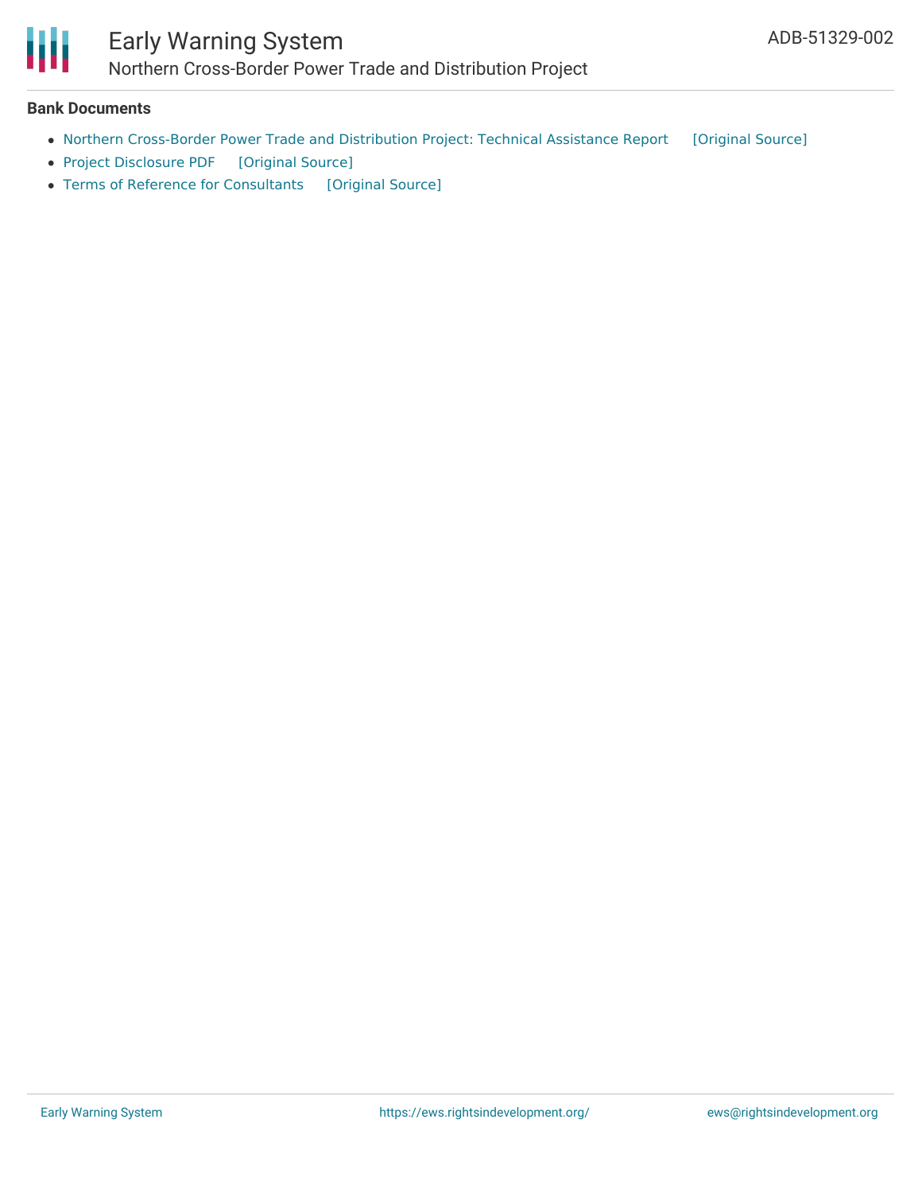### Bank Documents

- Northern Cross-Border Power Trade and Distribution Project: Technical Assistance Report [Original Source]
- Project Disclosure PDF [Original Source]
- Terms of Reference for Consultants [Original Source]